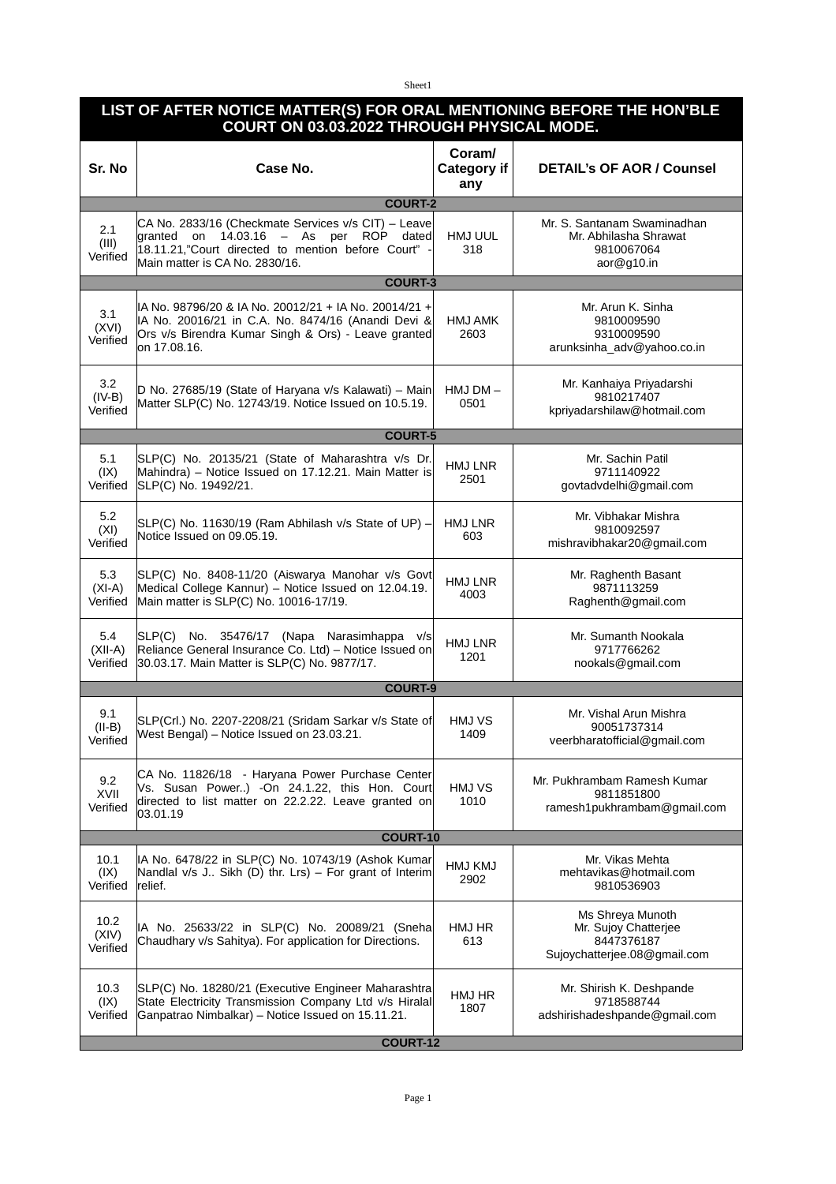# LIST OF AFTER NOTICE MATTER(S) FOR ORAL MENTIONING BEFORE THE HON'BLE COURT ON 03.03.2022 THROUGH PHYSICAL MODE.

| Sr. No | Case No. | Coram/ Category if any | DETAIL's OF AOR / Counsel |
|---|---|---|---|
| **COURT-2** | | | |
| 2.1 (III) Verified | CA No. 2833/16 (Checkmate Services v/s CIT) – Leave granted on 14.03.16 – As per ROP dated 18.11.21,"Court directed to mention before Court" - Main matter is CA No. 2830/16. | HMJ UUL 318 | Mr. S. Santanam Swaminadhan Mr. Abhilasha Shrawat 9810067064 aor@g10.in |
| **COURT-3** | | | |
| 3.1 (XVI) Verified | IA No. 98796/20 & IA No. 20012/21 + IA No. 20014/21 + IA No. 20016/21 in C.A. No. 8474/16 (Anandi Devi & Ors v/s Birendra Kumar Singh & Ors) - Leave granted on 17.08.16. | HMJ AMK 2603 | Mr. Arun K. Sinha 9810009590 9310009590 arunksinha_adv@yahoo.co.in |
| 3.2 (IV-B) Verified | D No. 27685/19 (State of Haryana v/s Kalawati) – Main Matter SLP(C) No. 12743/19. Notice Issued on 10.5.19. | HMJ DM – 0501 | Mr. Kanhaiya Priyadarshi 9810217407 kpriyadarshilaw@hotmail.com |
| **COURT-5** | | | |
| 5.1 (IX) Verified | SLP(C) No. 20135/21 (State of Maharashtra v/s Dr. Mahindra) – Notice Issued on 17.12.21. Main Matter is SLP(C) No. 19492/21. | HMJ LNR 2501 | Mr. Sachin Patil 9711140922 govtadvdelhi@gmail.com |
| 5.2 (XI) Verified | SLP(C) No. 11630/19 (Ram Abhilash v/s State of UP) – Notice Issued on 09.05.19. | HMJ LNR 603 | Mr. Vibhakar Mishra 9810092597 mishravibhakar20@gmail.com |
| 5.3 (XI-A) Verified | SLP(C) No. 8408-11/20 (Aiswarya Manohar v/s Govt Medical College Kannur) – Notice Issued on 12.04.19. Main matter is SLP(C) No. 10016-17/19. | HMJ LNR 4003 | Mr. Raghenth Basant 9871113259 Raghenth@gmail.com |
| 5.4 (XII-A) Verified | SLP(C) No. 35476/17 (Napa Narasimhappa v/s Reliance General Insurance Co. Ltd) – Notice Issued on 30.03.17. Main Matter is SLP(C) No. 9877/17. | HMJ LNR 1201 | Mr. Sumanth Nookala 9717766262 nookals@gmail.com |
| **COURT-9** | | | |
| 9.1 (II-B) Verified | SLP(Crl.) No. 2207-2208/21 (Sridam Sarkar v/s State of West Bengal) – Notice Issued on 23.03.21. | HMJ VS 1409 | Mr. Vishal Arun Mishra 90051737314 veerbharatofficial@gmail.com |
| 9.2 XVII Verified | CA No. 11826/18 - Haryana Power Purchase Center Vs. Susan Power..) -On 24.1.22, this Hon. Court directed to list matter on 22.2.22. Leave granted on 03.01.19 | HMJ VS 1010 | Mr. Pukhrambam Ramesh Kumar 9811851800 ramesh1pukhrambam@gmail.com |
| **COURT-10** | | | |
| 10.1 (IX) Verified | IA No. 6478/22 in SLP(C) No. 10743/19 (Ashok Kumar Nandlal v/s J.. Sikh (D) thr. Lrs) – For grant of Interim relief. | HMJ KMJ 2902 | Mr. Vikas Mehta mehtavikas@hotmail.com 9810536903 |
| 10.2 (XIV) Verified | IA No. 25633/22 in SLP(C) No. 20089/21 (Sneha Chaudhary v/s Sahitya). For application for Directions. | HMJ HR 613 | Ms Shreya Munoth Mr. Sujoy Chatterjee 8447376187 Sujoychatterjee.08@gmail.com |
| 10.3 (IX) Verified | SLP(C) No. 18280/21 (Executive Engineer Maharashtra State Electricity Transmission Company Ltd v/s Hiralal Ganpatrao Nimbalkar) – Notice Issued on 15.11.21. | HMJ HR 1807 | Mr. Shirish K. Deshpande 9718588744 adshirishadeshpande@gmail.com |
| **COURT-12** | | | |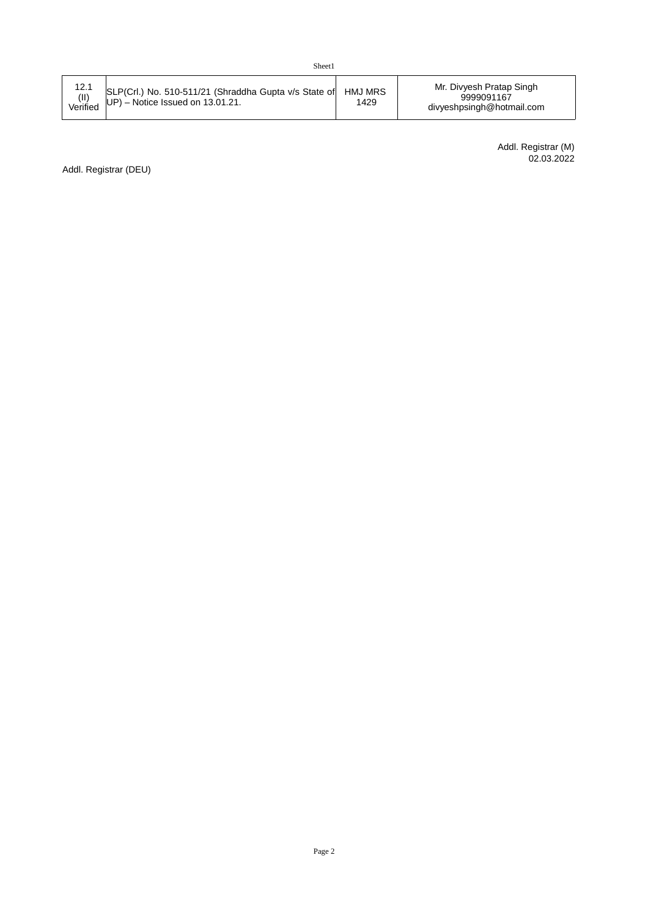| | | | |
|---|---|---|---|
| 12.1 (II) Verified | SLP(Crl.) No. 510-511/21 (Shraddha Gupta v/s State of UP) – Notice Issued on 13.01.21. | HMJ MRS 1429 | Mr. Divyesh Pratap Singh 9999091167 divyeshpsingh@hotmail.com |

Addl. Registrar (M)
02.03.2022

Addl. Registrar (DEU)